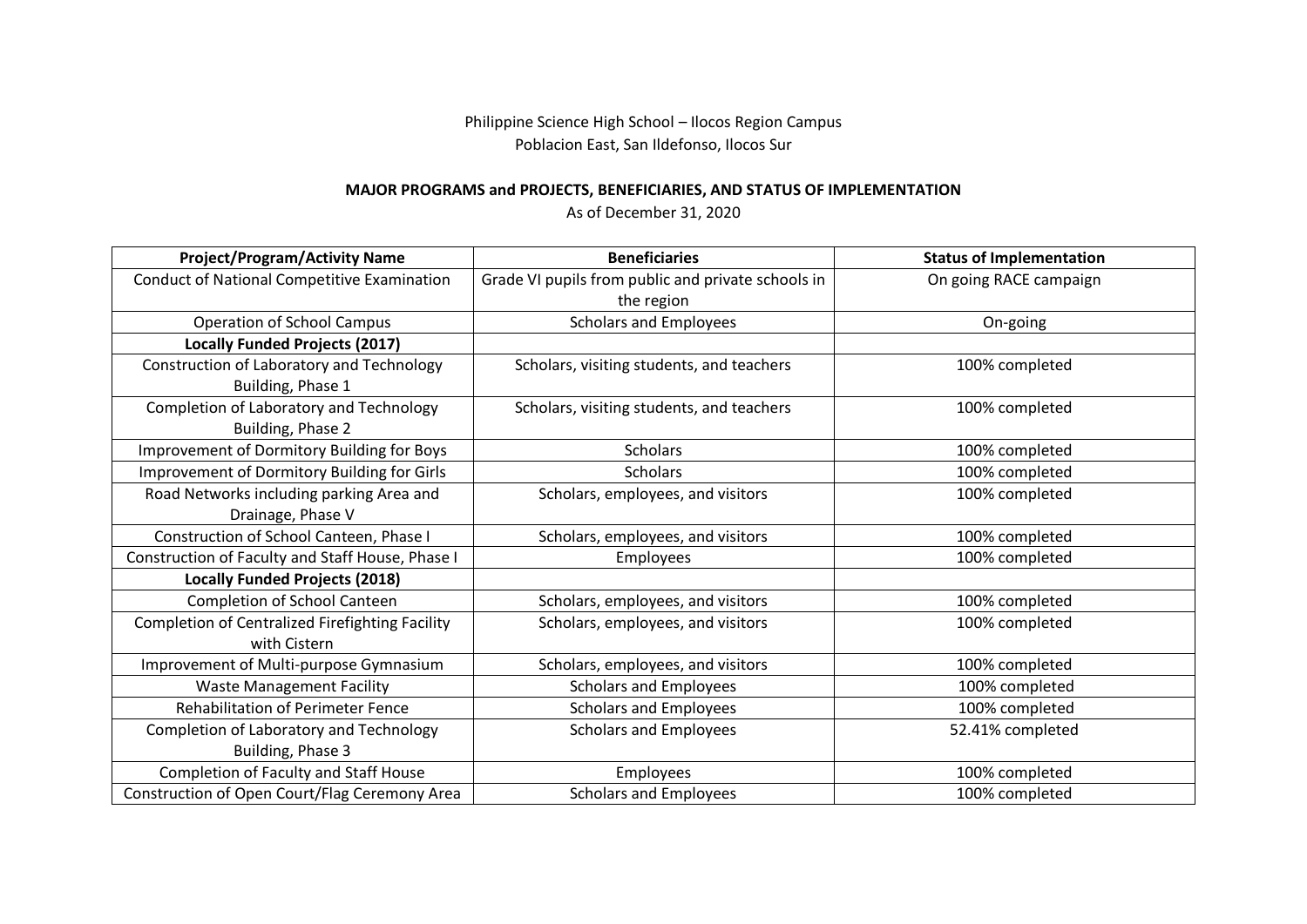Philippine Science High School – Ilocos Region Campus
Poblacion East, San Ildefonso, Ilocos Sur

**MAJOR PROGRAMS and PROJECTS, BENEFICIARIES, AND STATUS OF IMPLEMENTATION**

As of December 31, 2020

| Project/Program/Activity Name | Beneficiaries | Status of Implementation |
|---|---|---|
| Conduct of National Competitive Examination | Grade VI pupils from public and private schools in the region | On going RACE campaign |
| Operation of School Campus | Scholars and Employees | On-going |
| **Locally Funded Projects (2017)** | | |
| Construction of Laboratory and Technology Building, Phase 1 | Scholars, visiting students, and teachers | 100% completed |
| Completion of Laboratory and Technology Building, Phase 2 | Scholars, visiting students, and teachers | 100% completed |
| Improvement of Dormitory Building for Boys | Scholars | 100% completed |
| Improvement of Dormitory Building for Girls | Scholars | 100% completed |
| Road Networks including parking Area and Drainage, Phase V | Scholars, employees, and visitors | 100% completed |
| Construction of School Canteen, Phase I | Scholars, employees, and visitors | 100% completed |
| Construction of Faculty and Staff House, Phase I | Employees | 100% completed |
| **Locally Funded Projects (2018)** | | |
| Completion of School Canteen | Scholars, employees, and visitors | 100% completed |
| Completion of Centralized Firefighting Facility with Cistern | Scholars, employees, and visitors | 100% completed |
| Improvement of Multi-purpose Gymnasium | Scholars, employees, and visitors | 100% completed |
| Waste Management Facility | Scholars and Employees | 100% completed |
| Rehabilitation of Perimeter Fence | Scholars and Employees | 100% completed |
| Completion of Laboratory and Technology Building, Phase 3 | Scholars and Employees | 52.41% completed |
| Completion of Faculty and Staff House | Employees | 100% completed |
| Construction of Open Court/Flag Ceremony Area | Scholars and Employees | 100% completed |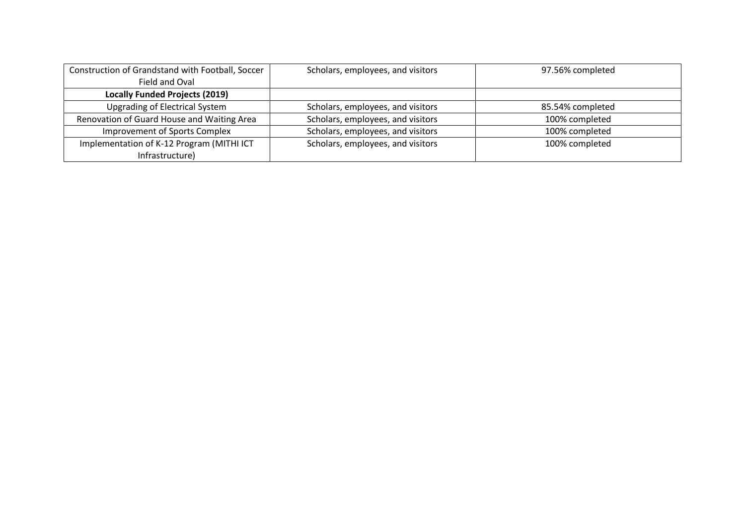| | | |
|---|---|---|
| Construction of Grandstand with Football, Soccer Field and Oval | Scholars, employees, and visitors | 97.56% completed |
| **Locally Funded Projects (2019)** | | |
| Upgrading of Electrical System | Scholars, employees, and visitors | 85.54% completed |
| Renovation of Guard House and Waiting Area | Scholars, employees, and visitors | 100% completed |
| Improvement of Sports Complex | Scholars, employees, and visitors | 100% completed |
| Implementation of K-12 Program (MITHI ICT Infrastructure) | Scholars, employees, and visitors | 100% completed |